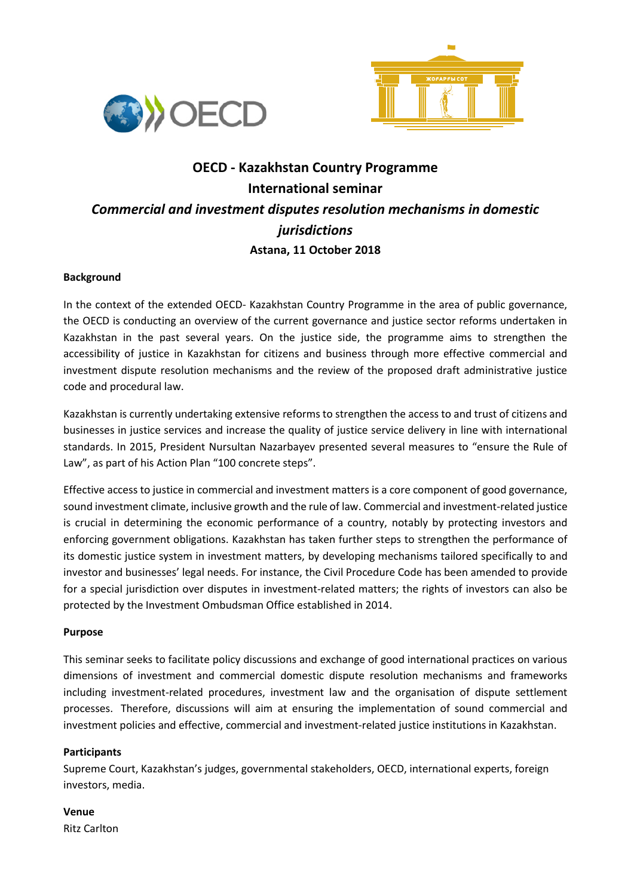# OECD - Kazakhstan Country Programme

## International seminar

## *Commercial and investment disputes resolution mechanisms in domestic jurisdictions*

**Astana, 11 October 2018**

**Background**

In the context of the extended OECD- Kazakhstan Country Programme in the area of public governance, the OECD is conducting an overview of the current governance and justice sector reforms undertaken in Kazakhstan in the past several years. On the justice side, the programme aims to strengthen the accessibility of justice in Kazakhstan for citizens and business through more effective commercial and investment dispute resolution mechanisms and the review of the proposed draft administrative justice code and procedural law.

Kazakhstan is currently undertaking extensive reforms to strengthen the access to and trust of citizens and businesses in justice services and increase the quality of justice service delivery in line with international standards. In 2015, President Nursultan Nazarbayev presented several measures to "ensure the Rule of Law", as part of his Action Plan "100 concrete steps".

Effective access to justice in commercial and investment matters is a core component of good governance, sound investment climate, inclusive growth and the rule of law. Commercial and investment-related justice is crucial in determining the economic performance of a country, notably by protecting investors and enforcing government obligations. Kazakhstan has taken further steps to strengthen the performance of its domestic justice system in investment matters, by developing mechanisms tailored specifically to and investor and businesses' legal needs. For instance, the Civil Procedure Code has been amended to provide for a special jurisdiction over disputes in investment-related matters; the rights of investors can also be protected by the Investment Ombudsman Office established in 2014.

**Purpose**

This seminar seeks to facilitate policy discussions and exchange of good international practices on various dimensions of investment and commercial domestic dispute resolution mechanisms and frameworks including investment-related procedures, investment law and the organisation of dispute settlement processes. Therefore, discussions will aim at ensuring the implementation of sound commercial and investment policies and effective, commercial and investment-related justice institutions in Kazakhstan.

**Participants**

Supreme Court, Kazakhstan's judges, governmental stakeholders, OECD, international experts, foreign investors, media.

**Venue**

Ritz Carlton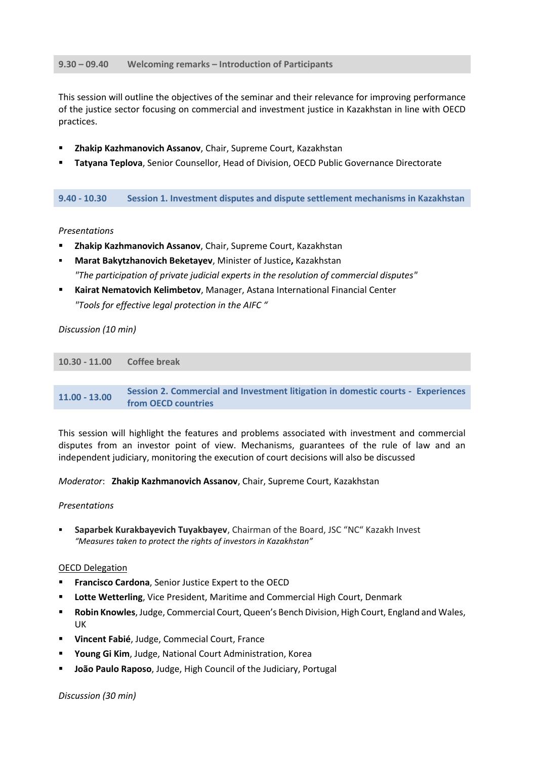## 9.30 – 09.40 Welcoming remarks – Introduction of Participants

This session will outline the objectives of the seminar and their relevance for improving performance of the justice sector focusing on commercial and investment justice in Kazakhstan in line with OECD practices.

- **Zhakip Kazhmanovich Assanov**, Chair, Supreme Court, Kazakhstan
- **Tatyana Teplova**, Senior Counsellor, Head of Division, OECD Public Governance Directorate

## 9.40 - 10.30 Session 1. Investment disputes and dispute settlement mechanisms in Kazakhstan

*Presentations*

- **Zhakip Kazhmanovich Assanov**, Chair, Supreme Court, Kazakhstan
- **Marat Bakytzhanovich Beketayev**, Minister of Justice**,** Kazakhstan
  *"The participation of private judicial experts in the resolution of commercial disputes"*
- **Kairat Nematovich Kelimbetov**, Manager, Astana International Financial Center
  *"Tools for effective legal protection in the AIFC "*

*Discussion (10 min)*

## 10.30 - 11.00 Coffee break

## 11.00 - 13.00 Session 2. Commercial and Investment litigation in domestic courts - Experiences from OECD countries

This session will highlight the features and problems associated with investment and commercial disputes from an investor point of view. Mechanisms, guarantees of the rule of law and an independent judiciary, monitoring the execution of court decisions will also be discussed

*Moderator*: **Zhakip Kazhmanovich Assanov**, Chair, Supreme Court, Kazakhstan

*Presentations*

- **Saparbek Kurakbayevich Tuyakbayev**, Chairman of the Board, JSC "NC" Kazakh Invest
  *"Measures taken to protect the rights of investors in Kazakhstan"*

OECD Delegation

- **Francisco Cardona**, Senior Justice Expert to the OECD
- **Lotte Wetterling**, Vice President, Maritime and Commercial High Court, Denmark
- **Robin Knowles**, Judge, Commercial Court, Queen's Bench Division, High Court, England and Wales, UK
- **Vincent Fabié**, Judge, Commecial Court, France
- **Young Gi Kim**, Judge, National Court Administration, Korea
- **João Paulo Raposo**, Judge, High Council of the Judiciary, Portugal

*Discussion (30 min)*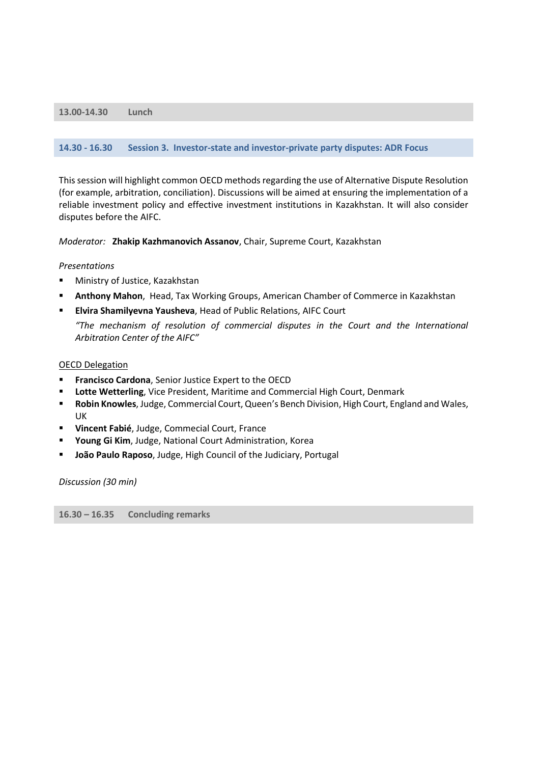**13.00-14.30 Lunch**

## 14.30 - 16.30 Session 3. Investor-state and investor-private party disputes: ADR Focus

This session will highlight common OECD methods regarding the use of Alternative Dispute Resolution (for example, arbitration, conciliation). Discussions will be aimed at ensuring the implementation of a reliable investment policy and effective investment institutions in Kazakhstan. It will also consider disputes before the AIFC.

*Moderator:* **Zhakip Kazhmanovich Assanov**, Chair, Supreme Court, Kazakhstan

*Presentations*

- Ministry of Justice, Kazakhstan
- **Anthony Mahon**, Head, Tax Working Groups, American Chamber of Commerce in Kazakhstan
- **Elvira Shamilyevna Yausheva**, Head of Public Relations, AIFC Court
  *"The mechanism of resolution of commercial disputes in the Court and the International Arbitration Center of the AIFC"*

OECD Delegation

- **Francisco Cardona**, Senior Justice Expert to the OECD
- **Lotte Wetterling**, Vice President, Maritime and Commercial High Court, Denmark
- **Robin Knowles**, Judge, Commercial Court, Queen's Bench Division, High Court, England and Wales, UK
- **Vincent Fabié**, Judge, Commecial Court, France
- **Young Gi Kim**, Judge, National Court Administration, Korea
- **João Paulo Raposo**, Judge, High Council of the Judiciary, Portugal

*Discussion (30 min)*

**16.30 – 16.35 Concluding remarks**